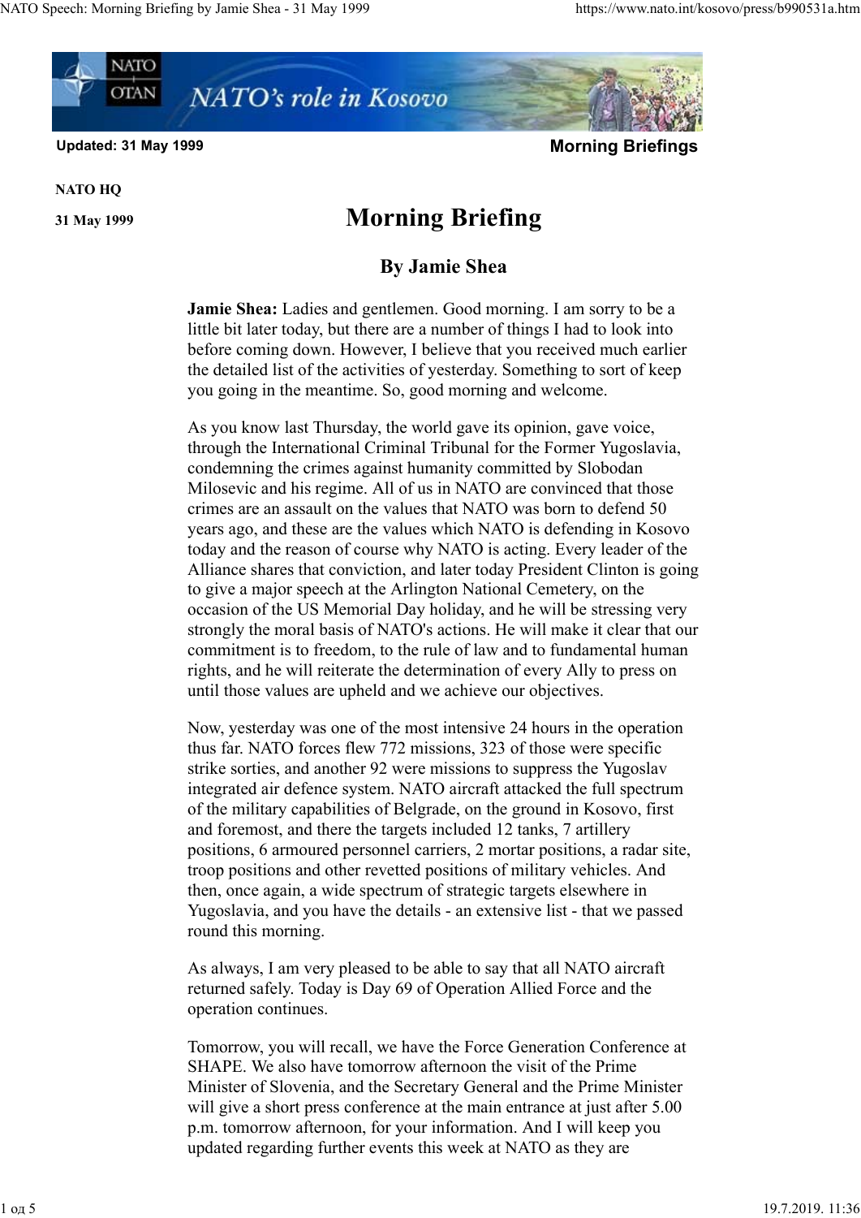Updated: 31 May 1999 **Morning Briefings**

**NATO HQ**

**31 May 1999**

# Morning Briefing

## By Jamie Shea

**Jamie Shea:** Ladies and gentlemen. Good morning. I am sorry to be a little bit later today, but there are a number of things I had to look into before coming down. However, I believe that you received much earlier the detailed list of the activities of yesterday. Something to sort of keep you going in the meantime. So, good morning and welcome.

As you know last Thursday, the world gave its opinion, gave voice, through the International Criminal Tribunal for the Former Yugoslavia, condemning the crimes against humanity committed by Slobodan Milosevic and his regime. All of us in NATO are convinced that those crimes are an assault on the values that NATO was born to defend 50 years ago, and these are the values which NATO is defending in Kosovo today and the reason of course why NATO is acting. Every leader of the Alliance shares that conviction, and later today President Clinton is going to give a major speech at the Arlington National Cemetery, on the occasion of the US Memorial Day holiday, and he will be stressing very strongly the moral basis of NATO's actions. He will make it clear that our commitment is to freedom, to the rule of law and to fundamental human rights, and he will reiterate the determination of every Ally to press on until those values are upheld and we achieve our objectives.

Now, yesterday was one of the most intensive 24 hours in the operation thus far. NATO forces flew 772 missions, 323 of those were specific strike sorties, and another 92 were missions to suppress the Yugoslav integrated air defence system. NATO aircraft attacked the full spectrum of the military capabilities of Belgrade, on the ground in Kosovo, first and foremost, and there the targets included 12 tanks, 7 artillery positions, 6 armoured personnel carriers, 2 mortar positions, a radar site, troop positions and other revetted positions of military vehicles. And then, once again, a wide spectrum of strategic targets elsewhere in Yugoslavia, and you have the details - an extensive list - that we passed round this morning.

As always, I am very pleased to be able to say that all NATO aircraft returned safely. Today is Day 69 of Operation Allied Force and the operation continues.

Tomorrow, you will recall, we have the Force Generation Conference at SHAPE. We also have tomorrow afternoon the visit of the Prime Minister of Slovenia, and the Secretary General and the Prime Minister will give a short press conference at the main entrance at just after 5.00 p.m. tomorrow afternoon, for your information. And I will keep you updated regarding further events this week at NATO as they are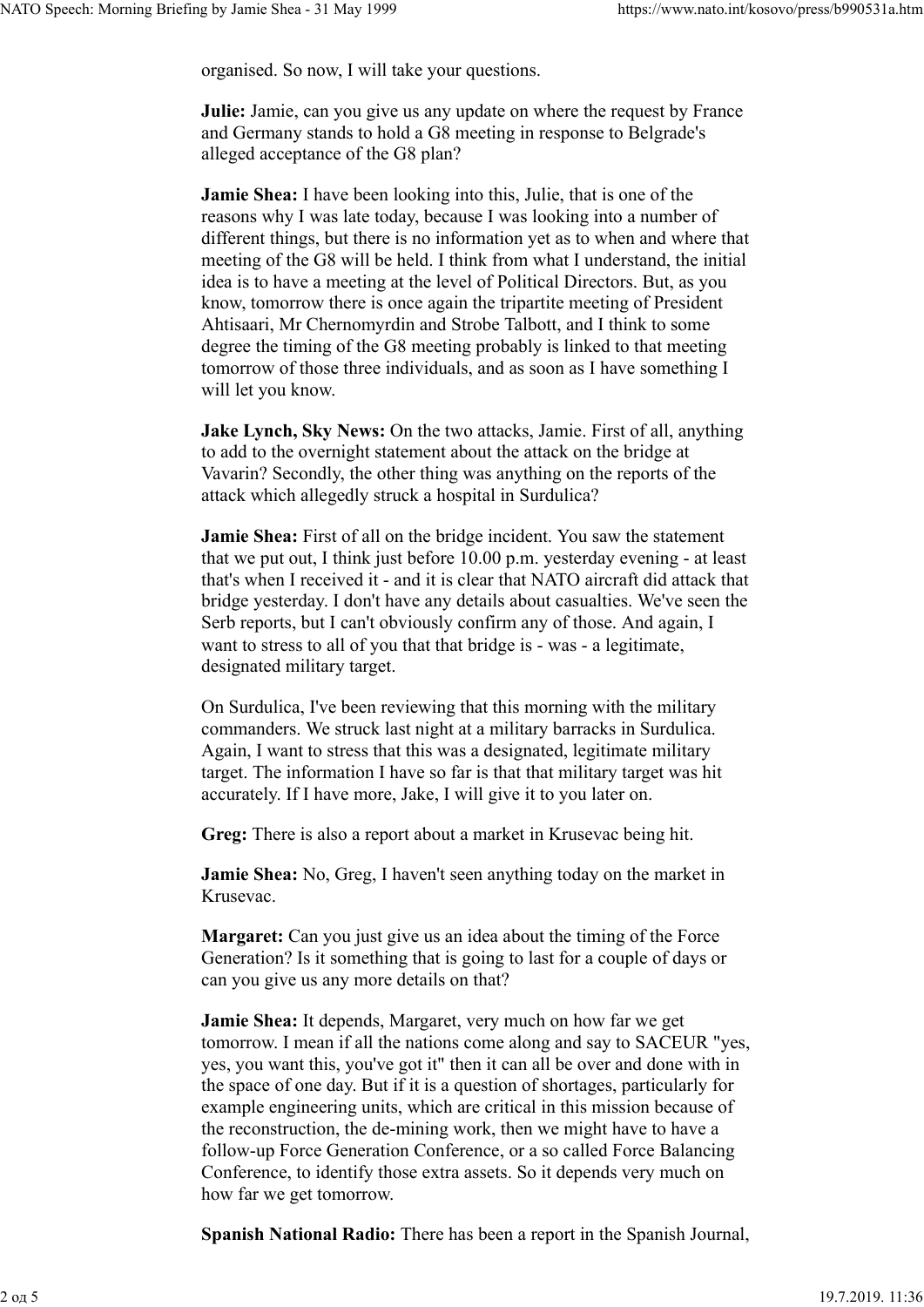organised. So now, I will take your questions.

**Julie:** Jamie, can you give us any update on where the request by France and Germany stands to hold a G8 meeting in response to Belgrade's alleged acceptance of the G8 plan?

**Jamie Shea:** I have been looking into this, Julie, that is one of the reasons why I was late today, because I was looking into a number of different things, but there is no information yet as to when and where that meeting of the G8 will be held. I think from what I understand, the initial idea is to have a meeting at the level of Political Directors. But, as you know, tomorrow there is once again the tripartite meeting of President Ahtisaari, Mr Chernomyrdin and Strobe Talbott, and I think to some degree the timing of the G8 meeting probably is linked to that meeting tomorrow of those three individuals, and as soon as I have something I will let you know.

**Jake Lynch, Sky News:** On the two attacks, Jamie. First of all, anything to add to the overnight statement about the attack on the bridge at Vavarin? Secondly, the other thing was anything on the reports of the attack which allegedly struck a hospital in Surdulica?

**Jamie Shea:** First of all on the bridge incident. You saw the statement that we put out, I think just before 10.00 p.m. yesterday evening - at least that's when I received it - and it is clear that NATO aircraft did attack that bridge yesterday. I don't have any details about casualties. We've seen the Serb reports, but I can't obviously confirm any of those. And again, I want to stress to all of you that that bridge is - was - a legitimate, designated military target.

On Surdulica, I've been reviewing that this morning with the military commanders. We struck last night at a military barracks in Surdulica. Again, I want to stress that this was a designated, legitimate military target. The information I have so far is that that military target was hit accurately. If I have more, Jake, I will give it to you later on.

**Greg:** There is also a report about a market in Krusevac being hit.

**Jamie Shea:** No, Greg, I haven't seen anything today on the market in Krusevac.

**Margaret:** Can you just give us an idea about the timing of the Force Generation? Is it something that is going to last for a couple of days or can you give us any more details on that?

**Jamie Shea:** It depends, Margaret, very much on how far we get tomorrow. I mean if all the nations come along and say to SACEUR "yes, yes, you want this, you've got it" then it can all be over and done with in the space of one day. But if it is a question of shortages, particularly for example engineering units, which are critical in this mission because of the reconstruction, the de-mining work, then we might have to have a follow-up Force Generation Conference, or a so called Force Balancing Conference, to identify those extra assets. So it depends very much on how far we get tomorrow.

**Spanish National Radio:** There has been a report in the Spanish Journal,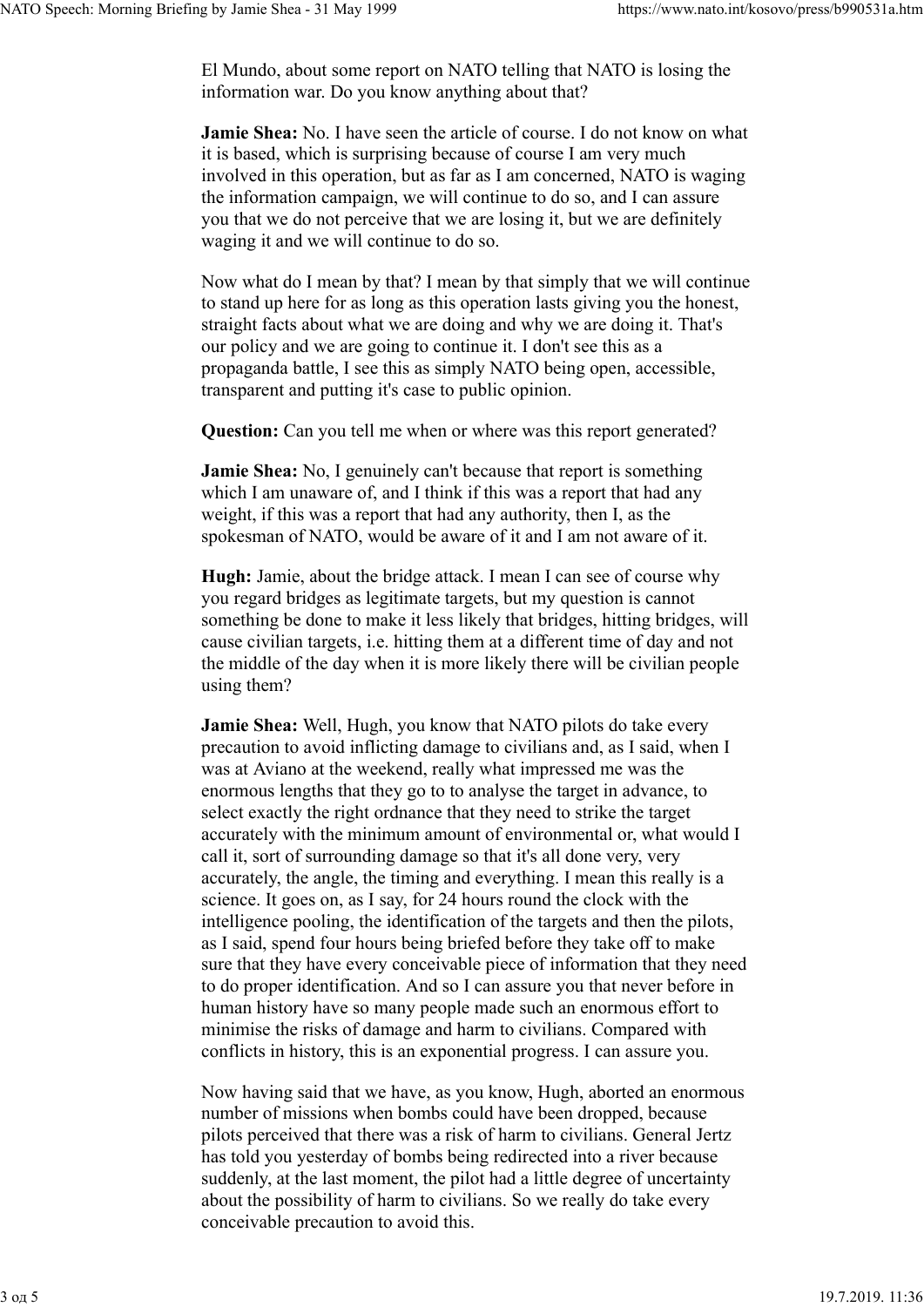El Mundo, about some report on NATO telling that NATO is losing the information war. Do you know anything about that?

**Jamie Shea:** No. I have seen the article of course. I do not know on what it is based, which is surprising because of course I am very much involved in this operation, but as far as I am concerned, NATO is waging the information campaign, we will continue to do so, and I can assure you that we do not perceive that we are losing it, but we are definitely waging it and we will continue to do so.

Now what do I mean by that? I mean by that simply that we will continue to stand up here for as long as this operation lasts giving you the honest, straight facts about what we are doing and why we are doing it. That's our policy and we are going to continue it. I don't see this as a propaganda battle, I see this as simply NATO being open, accessible, transparent and putting it's case to public opinion.

**Question:** Can you tell me when or where was this report generated?

**Jamie Shea:** No, I genuinely can't because that report is something which I am unaware of, and I think if this was a report that had any weight, if this was a report that had any authority, then I, as the spokesman of NATO, would be aware of it and I am not aware of it.

**Hugh:** Jamie, about the bridge attack. I mean I can see of course why you regard bridges as legitimate targets, but my question is cannot something be done to make it less likely that bridges, hitting bridges, will cause civilian targets, i.e. hitting them at a different time of day and not the middle of the day when it is more likely there will be civilian people using them?

**Jamie Shea:** Well, Hugh, you know that NATO pilots do take every precaution to avoid inflicting damage to civilians and, as I said, when I was at Aviano at the weekend, really what impressed me was the enormous lengths that they go to to analyse the target in advance, to select exactly the right ordnance that they need to strike the target accurately with the minimum amount of environmental or, what would I call it, sort of surrounding damage so that it's all done very, very accurately, the angle, the timing and everything. I mean this really is a science. It goes on, as I say, for 24 hours round the clock with the intelligence pooling, the identification of the targets and then the pilots, as I said, spend four hours being briefed before they take off to make sure that they have every conceivable piece of information that they need to do proper identification. And so I can assure you that never before in human history have so many people made such an enormous effort to minimise the risks of damage and harm to civilians. Compared with conflicts in history, this is an exponential progress. I can assure you.

Now having said that we have, as you know, Hugh, aborted an enormous number of missions when bombs could have been dropped, because pilots perceived that there was a risk of harm to civilians. General Jertz has told you yesterday of bombs being redirected into a river because suddenly, at the last moment, the pilot had a little degree of uncertainty about the possibility of harm to civilians. So we really do take every conceivable precaution to avoid this.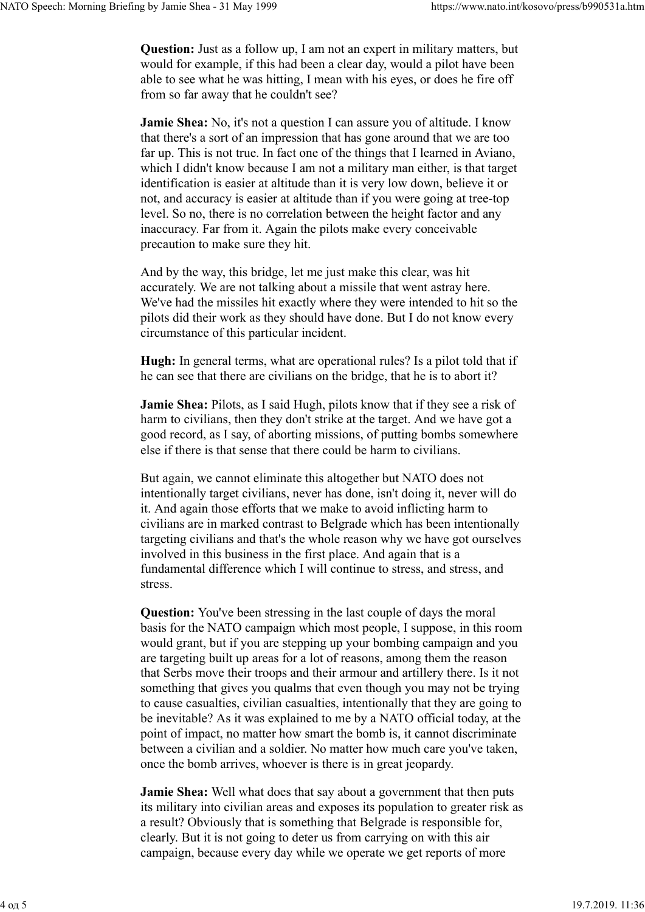**Question:** Just as a follow up, I am not an expert in military matters, but would for example, if this had been a clear day, would a pilot have been able to see what he was hitting, I mean with his eyes, or does he fire off from so far away that he couldn't see?

**Jamie Shea:** No, it's not a question I can assure you of altitude. I know that there's a sort of an impression that has gone around that we are too far up. This is not true. In fact one of the things that I learned in Aviano, which I didn't know because I am not a military man either, is that target identification is easier at altitude than it is very low down, believe it or not, and accuracy is easier at altitude than if you were going at tree-top level. So no, there is no correlation between the height factor and any inaccuracy. Far from it. Again the pilots make every conceivable precaution to make sure they hit.

And by the way, this bridge, let me just make this clear, was hit accurately. We are not talking about a missile that went astray here. We've had the missiles hit exactly where they were intended to hit so the pilots did their work as they should have done. But I do not know every circumstance of this particular incident.

**Hugh:** In general terms, what are operational rules? Is a pilot told that if he can see that there are civilians on the bridge, that he is to abort it?

**Jamie Shea:** Pilots, as I said Hugh, pilots know that if they see a risk of harm to civilians, then they don't strike at the target. And we have got a good record, as I say, of aborting missions, of putting bombs somewhere else if there is that sense that there could be harm to civilians.

But again, we cannot eliminate this altogether but NATO does not intentionally target civilians, never has done, isn't doing it, never will do it. And again those efforts that we make to avoid inflicting harm to civilians are in marked contrast to Belgrade which has been intentionally targeting civilians and that's the whole reason why we have got ourselves involved in this business in the first place. And again that is a fundamental difference which I will continue to stress, and stress, and stress.

**Question:** You've been stressing in the last couple of days the moral basis for the NATO campaign which most people, I suppose, in this room would grant, but if you are stepping up your bombing campaign and you are targeting built up areas for a lot of reasons, among them the reason that Serbs move their troops and their armour and artillery there. Is it not something that gives you qualms that even though you may not be trying to cause casualties, civilian casualties, intentionally that they are going to be inevitable? As it was explained to me by a NATO official today, at the point of impact, no matter how smart the bomb is, it cannot discriminate between a civilian and a soldier. No matter how much care you've taken, once the bomb arrives, whoever is there is in great jeopardy.

**Jamie Shea:** Well what does that say about a government that then puts its military into civilian areas and exposes its population to greater risk as a result? Obviously that is something that Belgrade is responsible for, clearly. But it is not going to deter us from carrying on with this air campaign, because every day while we operate we get reports of more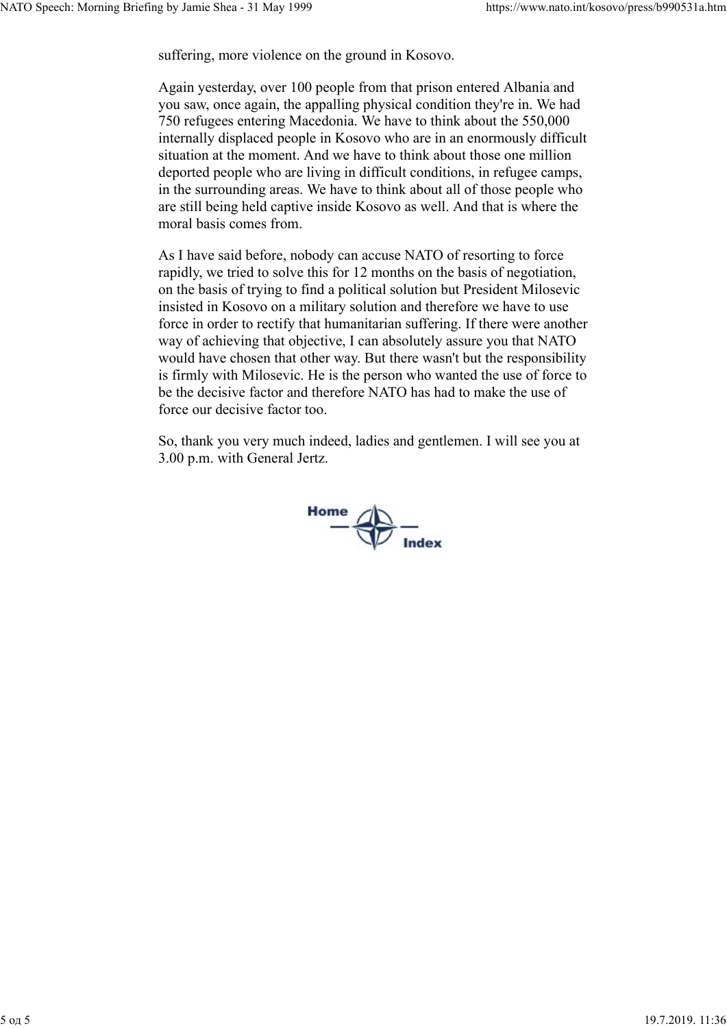suffering, more violence on the ground in Kosovo.

Again yesterday, over 100 people from that prison entered Albania and you saw, once again, the appalling physical condition they're in. We had 750 refugees entering Macedonia. We have to think about the 550,000 internally displaced people in Kosovo who are in an enormously difficult situation at the moment. And we have to think about those one million deported people who are living in difficult conditions, in refugee camps, in the surrounding areas. We have to think about all of those people who are still being held captive inside Kosovo as well. And that is where the moral basis comes from.

As I have said before, nobody can accuse NATO of resorting to force rapidly, we tried to solve this for 12 months on the basis of negotiation, on the basis of trying to find a political solution but President Milosevic insisted in Kosovo on a military solution and therefore we have to use force in order to rectify that humanitarian suffering. If there were another way of achieving that objective, I can absolutely assure you that NATO would have chosen that other way. But there wasn't but the responsibility is firmly with Milosevic. He is the person who wanted the use of force to be the decisive factor and therefore NATO has had to make the use of force our decisive factor too.

So, thank you very much indeed, ladies and gentlemen. I will see you at 3.00 p.m. with General Jertz.

Home

Index